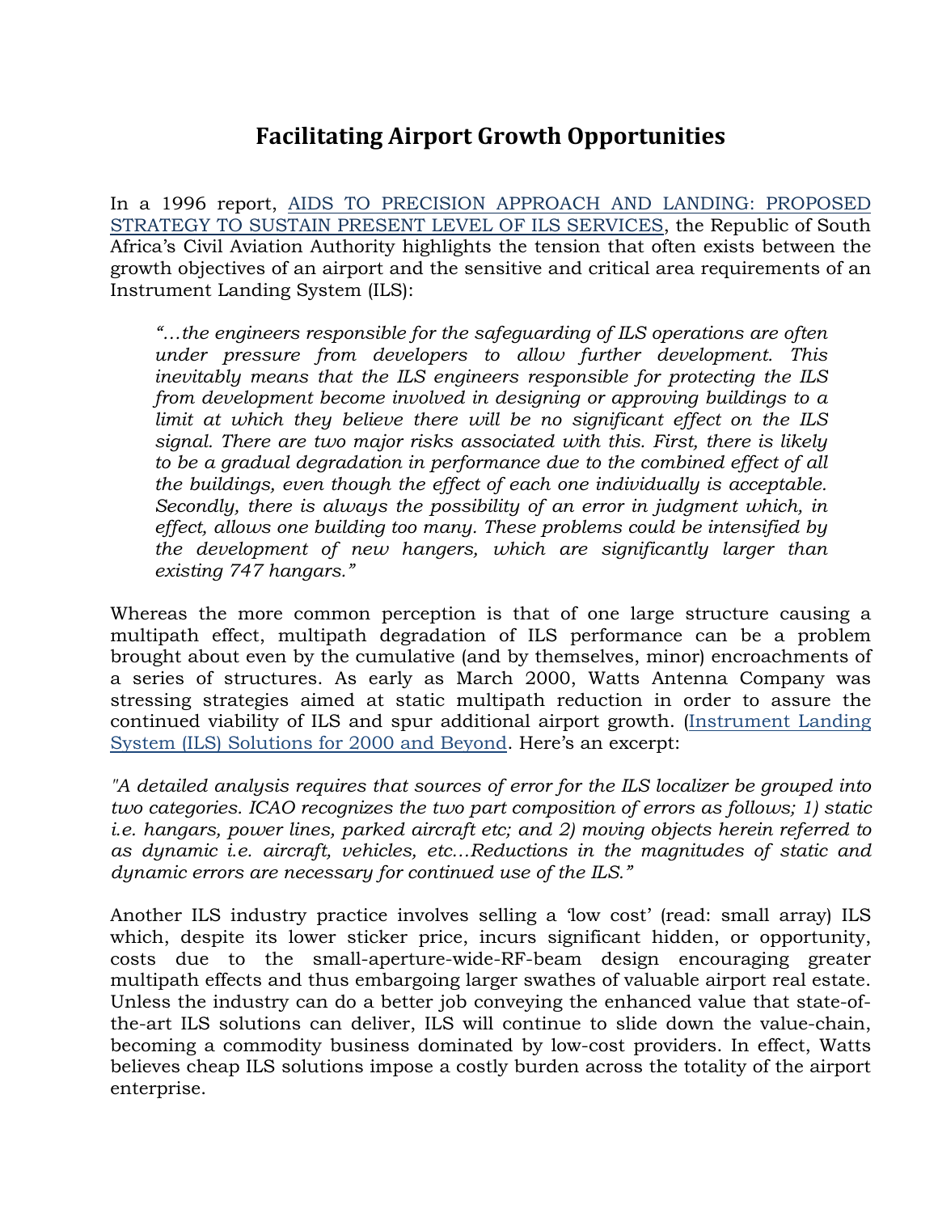# Facilitating Airport Growth Opportunities

In a 1996 report, [AIDS TO PRECISION APPROACH AND LANDING: PROPOSED STRATEGY TO SUSTAIN PRESENT LEVEL OF ILS SERVICES](), the Republic of South Africa's Civil Aviation Authority highlights the tension that often exists between the growth objectives of an airport and the sensitive and critical area requirements of an Instrument Landing System (ILS):

> *"…the engineers responsible for the safeguarding of ILS operations are often under pressure from developers to allow further development. This inevitably means that the ILS engineers responsible for protecting the ILS from development become involved in designing or approving buildings to a limit at which they believe there will be no significant effect on the ILS signal. There are two major risks associated with this. First, there is likely to be a gradual degradation in performance due to the combined effect of all the buildings, even though the effect of each one individually is acceptable. Secondly, there is always the possibility of an error in judgment which, in effect, allows one building too many. These problems could be intensified by the development of new hangers, which are significantly larger than existing 747 hangars."*

Whereas the more common perception is that of one large structure causing a multipath effect, multipath degradation of ILS performance can be a problem brought about even by the cumulative (and by themselves, minor) encroachments of a series of structures. As early as March 2000, Watts Antenna Company was stressing strategies aimed at static multipath reduction in order to assure the continued viability of ILS and spur additional airport growth. ([Instrument Landing System (ILS) Solutions for 2000 and Beyond](). Here's an excerpt:

*"A detailed analysis requires that sources of error for the ILS localizer be grouped into two categories. ICAO recognizes the two part composition of errors as follows; 1) static i.e. hangars, power lines, parked aircraft etc; and 2) moving objects herein referred to as dynamic i.e. aircraft, vehicles, etc…Reductions in the magnitudes of static and dynamic errors are necessary for continued use of the ILS."*

Another ILS industry practice involves selling a 'low cost' (read: small array) ILS which, despite its lower sticker price, incurs significant hidden, or opportunity, costs due to the small-aperture-wide-RF-beam design encouraging greater multipath effects and thus embargoing larger swathes of valuable airport real estate. Unless the industry can do a better job conveying the enhanced value that state-of-the-art ILS solutions can deliver, ILS will continue to slide down the value-chain, becoming a commodity business dominated by low-cost providers. In effect, Watts believes cheap ILS solutions impose a costly burden across the totality of the airport enterprise.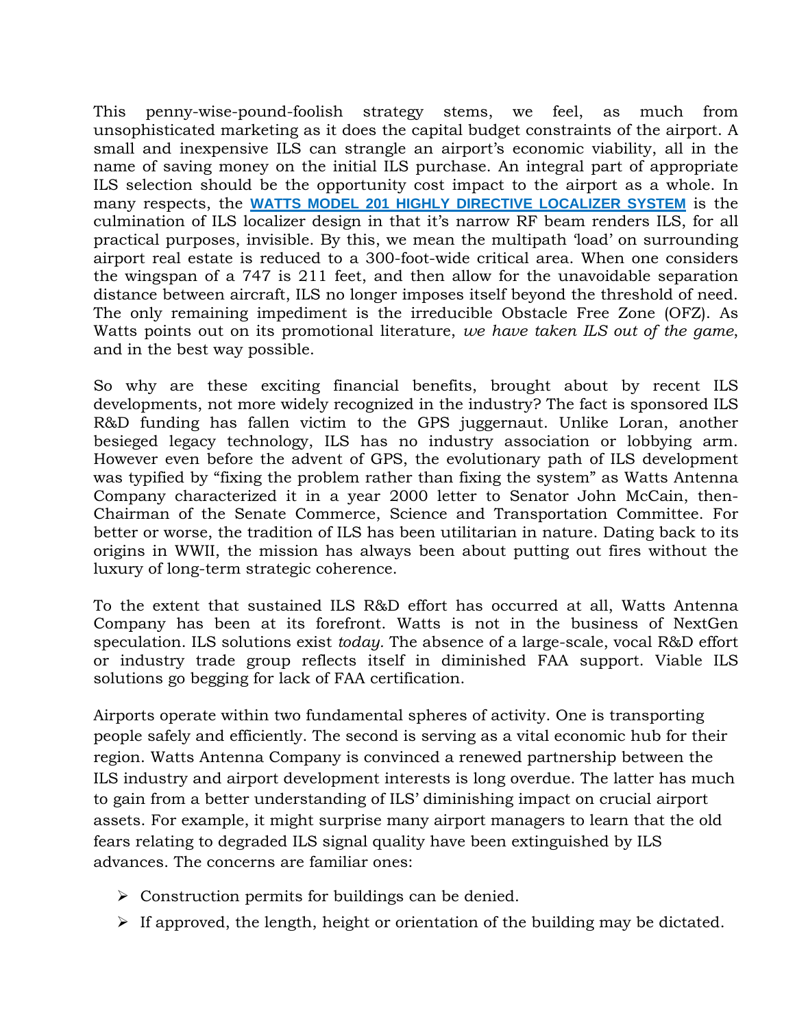This penny-wise-pound-foolish strategy stems, we feel, as much from unsophisticated marketing as it does the capital budget constraints of the airport. A small and inexpensive ILS can strangle an airport's economic viability, all in the name of saving money on the initial ILS purchase. An integral part of appropriate ILS selection should be the opportunity cost impact to the airport as a whole. In many respects, the **WATTS MODEL 201 HIGHLY DIRECTIVE LOCALIZER SYSTEM** is the culmination of ILS localizer design in that it's narrow RF beam renders ILS, for all practical purposes, invisible. By this, we mean the multipath 'load' on surrounding airport real estate is reduced to a 300-foot-wide critical area. When one considers the wingspan of a 747 is 211 feet, and then allow for the unavoidable separation distance between aircraft, ILS no longer imposes itself beyond the threshold of need. The only remaining impediment is the irreducible Obstacle Free Zone (OFZ). As Watts points out on its promotional literature, *we have taken ILS out of the game*, and in the best way possible.

So why are these exciting financial benefits, brought about by recent ILS developments, not more widely recognized in the industry? The fact is sponsored ILS R&D funding has fallen victim to the GPS juggernaut. Unlike Loran, another besieged legacy technology, ILS has no industry association or lobbying arm. However even before the advent of GPS, the evolutionary path of ILS development was typified by "fixing the problem rather than fixing the system" as Watts Antenna Company characterized it in a year 2000 letter to Senator John McCain, then-Chairman of the Senate Commerce, Science and Transportation Committee. For better or worse, the tradition of ILS has been utilitarian in nature. Dating back to its origins in WWII, the mission has always been about putting out fires without the luxury of long-term strategic coherence.

To the extent that sustained ILS R&D effort has occurred at all, Watts Antenna Company has been at its forefront. Watts is not in the business of NextGen speculation. ILS solutions exist *today*. The absence of a large-scale, vocal R&D effort or industry trade group reflects itself in diminished FAA support. Viable ILS solutions go begging for lack of FAA certification.

Airports operate within two fundamental spheres of activity. One is transporting people safely and efficiently. The second is serving as a vital economic hub for their region. Watts Antenna Company is convinced a renewed partnership between the ILS industry and airport development interests is long overdue. The latter has much to gain from a better understanding of ILS' diminishing impact on crucial airport assets. For example, it might surprise many airport managers to learn that the old fears relating to degraded ILS signal quality have been extinguished by ILS advances. The concerns are familiar ones:

- Construction permits for buildings can be denied.
- If approved, the length, height or orientation of the building may be dictated.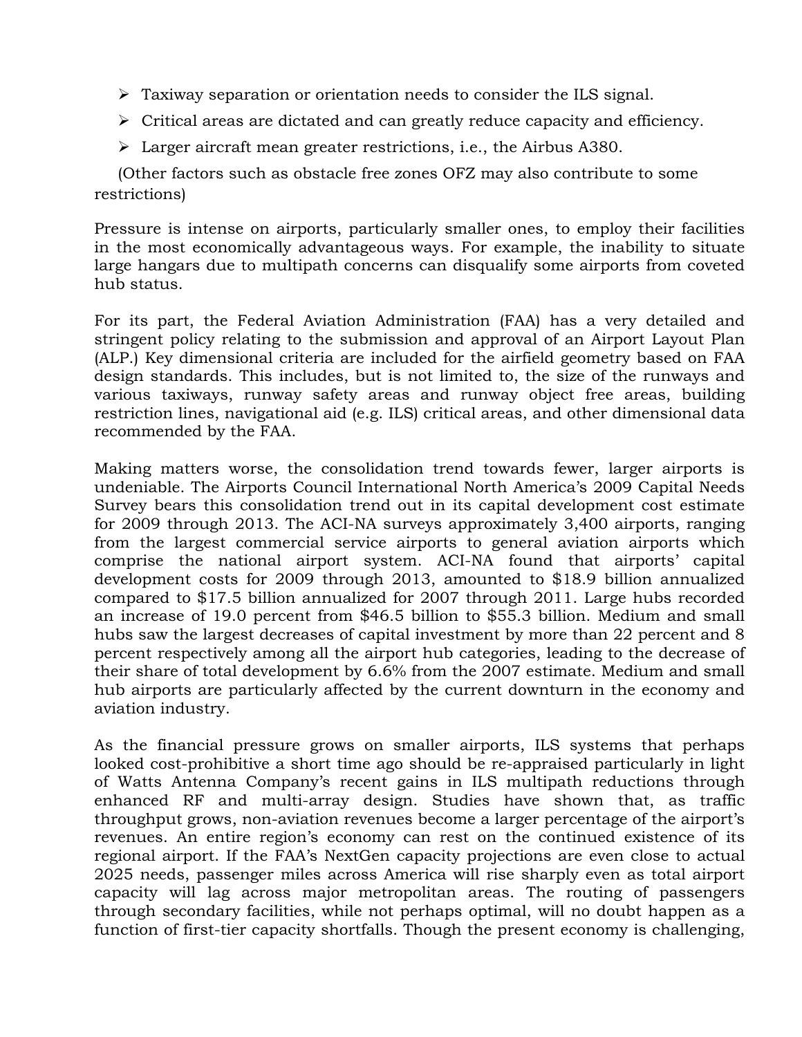- Taxiway separation or orientation needs to consider the ILS signal.
- Critical areas are dictated and can greatly reduce capacity and efficiency.
- Larger aircraft mean greater restrictions, i.e., the Airbus A380.

(Other factors such as obstacle free zones OFZ may also contribute to some restrictions)

Pressure is intense on airports, particularly smaller ones, to employ their facilities in the most economically advantageous ways. For example, the inability to situate large hangars due to multipath concerns can disqualify some airports from coveted hub status.

For its part, the Federal Aviation Administration (FAA) has a very detailed and stringent policy relating to the submission and approval of an Airport Layout Plan (ALP.) Key dimensional criteria are included for the airfield geometry based on FAA design standards. This includes, but is not limited to, the size of the runways and various taxiways, runway safety areas and runway object free areas, building restriction lines, navigational aid (e.g. ILS) critical areas, and other dimensional data recommended by the FAA.

Making matters worse, the consolidation trend towards fewer, larger airports is undeniable. The Airports Council International North America's 2009 Capital Needs Survey bears this consolidation trend out in its capital development cost estimate for 2009 through 2013. The ACI-NA surveys approximately 3,400 airports, ranging from the largest commercial service airports to general aviation airports which comprise the national airport system. ACI-NA found that airports' capital development costs for 2009 through 2013, amounted to $18.9 billion annualized compared to $17.5 billion annualized for 2007 through 2011. Large hubs recorded an increase of 19.0 percent from $46.5 billion to $55.3 billion. Medium and small hubs saw the largest decreases of capital investment by more than 22 percent and 8 percent respectively among all the airport hub categories, leading to the decrease of their share of total development by 6.6% from the 2007 estimate. Medium and small hub airports are particularly affected by the current downturn in the economy and aviation industry.

As the financial pressure grows on smaller airports, ILS systems that perhaps looked cost-prohibitive a short time ago should be re-appraised particularly in light of Watts Antenna Company's recent gains in ILS multipath reductions through enhanced RF and multi-array design. Studies have shown that, as traffic throughput grows, non-aviation revenues become a larger percentage of the airport's revenues. An entire region's economy can rest on the continued existence of its regional airport. If the FAA's NextGen capacity projections are even close to actual 2025 needs, passenger miles across America will rise sharply even as total airport capacity will lag across major metropolitan areas. The routing of passengers through secondary facilities, while not perhaps optimal, will no doubt happen as a function of first-tier capacity shortfalls. Though the present economy is challenging,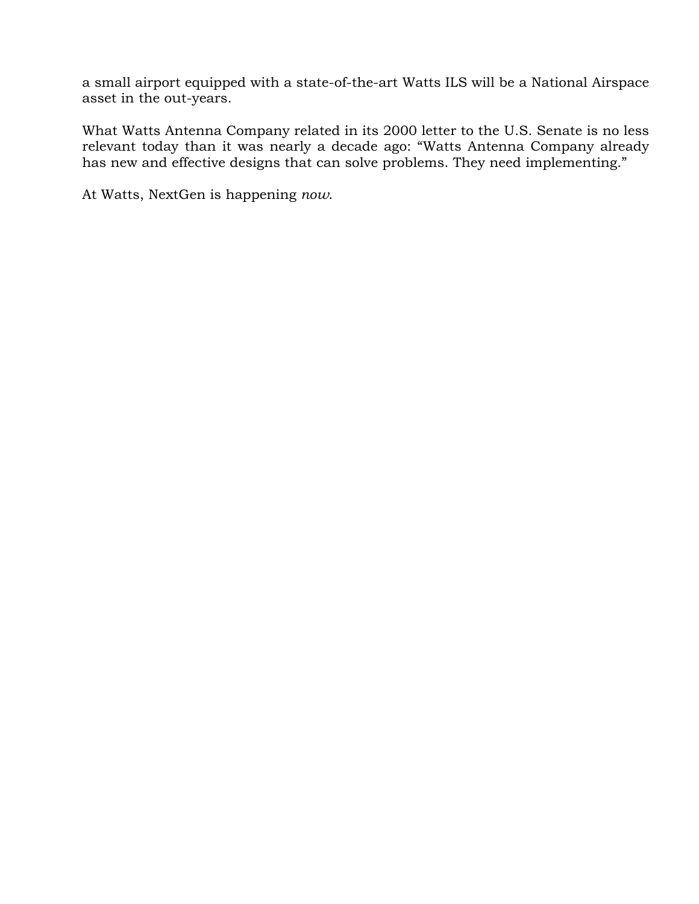a small airport equipped with a state-of-the-art Watts ILS will be a National Airspace asset in the out-years.

What Watts Antenna Company related in its 2000 letter to the U.S. Senate is no less relevant today than it was nearly a decade ago: "Watts Antenna Company already has new and effective designs that can solve problems. They need implementing."

At Watts, NextGen is happening *now*.